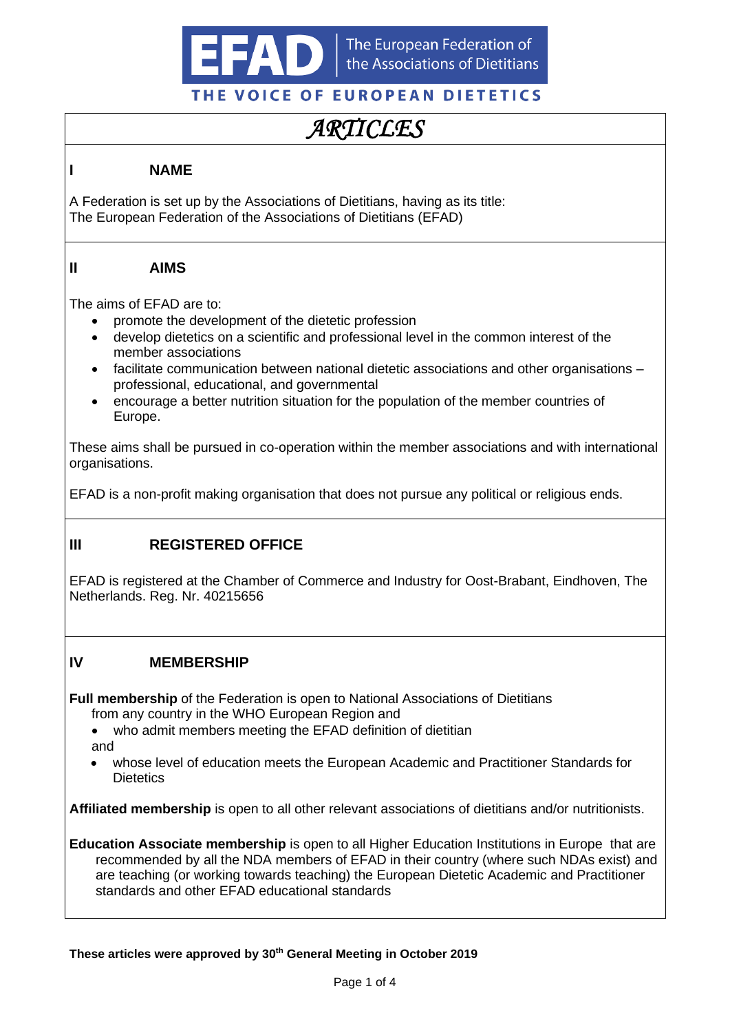**EFAD** | The European Federation of the Associations of Dietitians

THE VOICE OF EUROPEAN DIETETICS

# *ARTICLES*

## I NAME

A Federation is set up by the Associations of Dietitians, having as its title:
The European Federation of the Associations of Dietitians (EFAD)

## II AIMS

The aims of EFAD are to:

- promote the development of the dietetic profession
- develop dietetics on a scientific and professional level in the common interest of the member associations
- facilitate communication between national dietetic associations and other organisations – professional, educational, and governmental
- encourage a better nutrition situation for the population of the member countries of Europe.

These aims shall be pursued in co-operation within the member associations and with international organisations.

EFAD is a non-profit making organisation that does not pursue any political or religious ends.

## III REGISTERED OFFICE

EFAD is registered at the Chamber of Commerce and Industry for Oost-Brabant, Eindhoven, The Netherlands. Reg. Nr. 40215656

## IV MEMBERSHIP

**Full membership** of the Federation is open to National Associations of Dietitians from any country in the WHO European Region and

- who admit members meeting the EFAD definition of dietitian

and

- whose level of education meets the European Academic and Practitioner Standards for Dietetics

**Affiliated membership** is open to all other relevant associations of dietitians and/or nutritionists.

**Education Associate membership** is open to all Higher Education Institutions in Europe that are recommended by all the NDA members of EFAD in their country (where such NDAs exist) and are teaching (or working towards teaching) the European Dietetic Academic and Practitioner standards and other EFAD educational standards

**These articles were approved by 30th General Meeting in October 2019**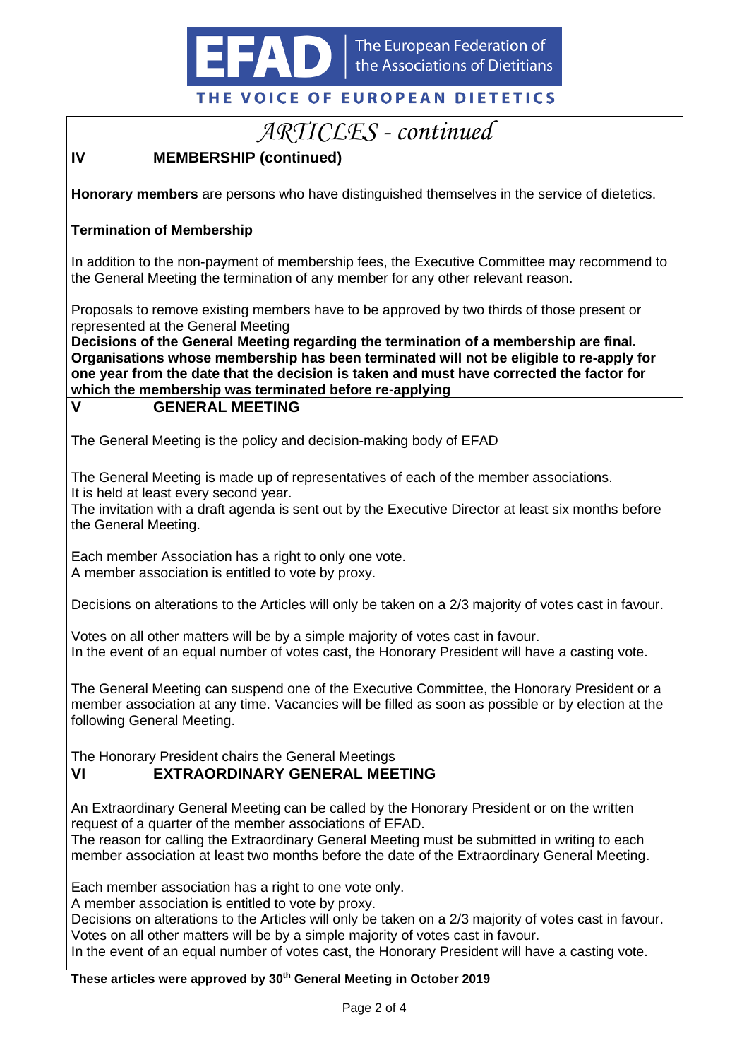# *ARTICLES - continued*

## IV MEMBERSHIP (continued)

**Honorary members** are persons who have distinguished themselves in the service of dietetics.

**Termination of Membership**

In addition to the non-payment of membership fees, the Executive Committee may recommend to the General Meeting the termination of any member for any other relevant reason.

Proposals to remove existing members have to be approved by two thirds of those present or represented at the General Meeting

**Decisions of the General Meeting regarding the termination of a membership are final. Organisations whose membership has been terminated will not be eligible to re-apply for one year from the date that the decision is taken and must have corrected the factor for which the membership was terminated before re-applying**

## V GENERAL MEETING

The General Meeting is the policy and decision-making body of EFAD

The General Meeting is made up of representatives of each of the member associations.
It is held at least every second year.
The invitation with a draft agenda is sent out by the Executive Director at least six months before the General Meeting.

Each member Association has a right to only one vote.
A member association is entitled to vote by proxy.

Decisions on alterations to the Articles will only be taken on a 2/3 majority of votes cast in favour.

Votes on all other matters will be by a simple majority of votes cast in favour.
In the event of an equal number of votes cast, the Honorary President will have a casting vote.

The General Meeting can suspend one of the Executive Committee, the Honorary President or a member association at any time. Vacancies will be filled as soon as possible or by election at the following General Meeting.

The Honorary President chairs the General Meetings

## VI EXTRAORDINARY GENERAL MEETING

An Extraordinary General Meeting can be called by the Honorary President or on the written request of a quarter of the member associations of EFAD.
The reason for calling the Extraordinary General Meeting must be submitted in writing to each member association at least two months before the date of the Extraordinary General Meeting.

Each member association has a right to one vote only.
A member association is entitled to vote by proxy.
Decisions on alterations to the Articles will only be taken on a 2/3 majority of votes cast in favour.
Votes on all other matters will be by a simple majority of votes cast in favour.
In the event of an equal number of votes cast, the Honorary President will have a casting vote.

**These articles were approved by 30th General Meeting in October 2019**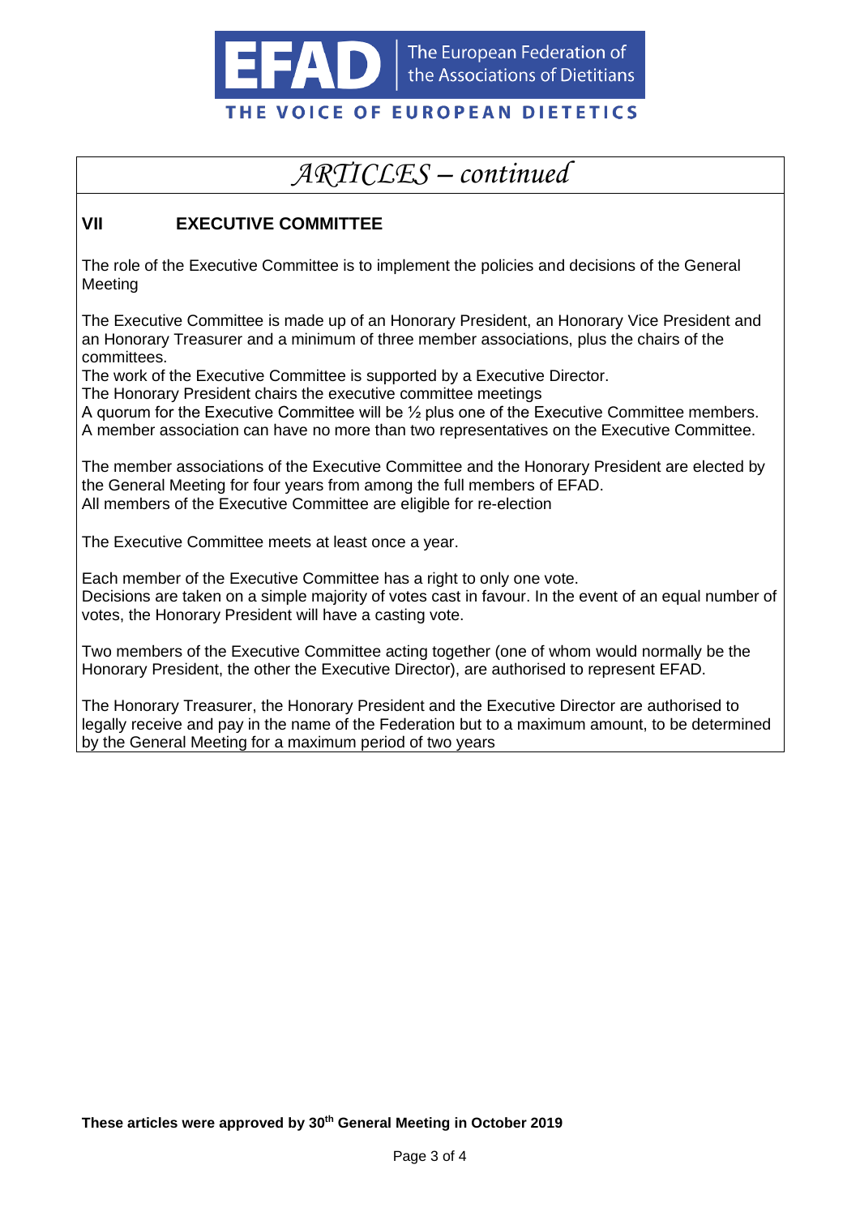# *ARTICLES – continued*

## VII EXECUTIVE COMMITTEE

The role of the Executive Committee is to implement the policies and decisions of the General Meeting

The Executive Committee is made up of an Honorary President, an Honorary Vice President and an Honorary Treasurer and a minimum of three member associations, plus the chairs of the committees.
The work of the Executive Committee is supported by a Executive Director.
The Honorary President chairs the executive committee meetings
A quorum for the Executive Committee will be ½ plus one of the Executive Committee members.
A member association can have no more than two representatives on the Executive Committee.

The member associations of the Executive Committee and the Honorary President are elected by the General Meeting for four years from among the full members of EFAD.
All members of the Executive Committee are eligible for re-election

The Executive Committee meets at least once a year.

Each member of the Executive Committee has a right to only one vote.
Decisions are taken on a simple majority of votes cast in favour. In the event of an equal number of votes, the Honorary President will have a casting vote.

Two members of the Executive Committee acting together (one of whom would normally be the Honorary President, the other the Executive Director), are authorised to represent EFAD.

The Honorary Treasurer, the Honorary President and the Executive Director are authorised to legally receive and pay in the name of the Federation but to a maximum amount, to be determined by the General Meeting for a maximum period of two years

**These articles were approved by 30th General Meeting in October 2019**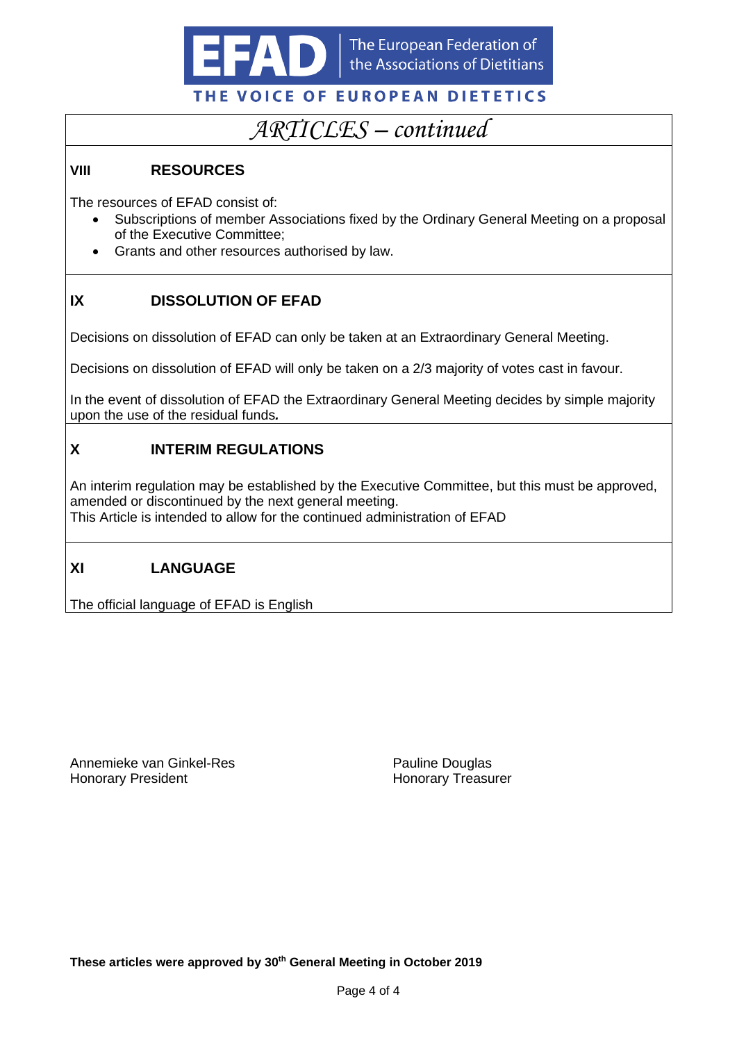# ARTICLES – continued

## VIII RESOURCES

The resources of EFAD consist of:

- Subscriptions of member Associations fixed by the Ordinary General Meeting on a proposal of the Executive Committee;
- Grants and other resources authorised by law.

## IX DISSOLUTION OF EFAD

Decisions on dissolution of EFAD can only be taken at an Extraordinary General Meeting.

Decisions on dissolution of EFAD will only be taken on a 2/3 majority of votes cast in favour.

In the event of dissolution of EFAD the Extraordinary General Meeting decides by simple majority upon the use of the residual funds***.***

## X INTERIM REGULATIONS

An interim regulation may be established by the Executive Committee, but this must be approved, amended or discontinued by the next general meeting.
This Article is intended to allow for the continued administration of EFAD

## XI LANGUAGE

The official language of EFAD is English

Annemieke van Ginkel-Res
Honorary President

Pauline Douglas
Honorary Treasurer

**These articles were approved by 30th General Meeting in October 2019**